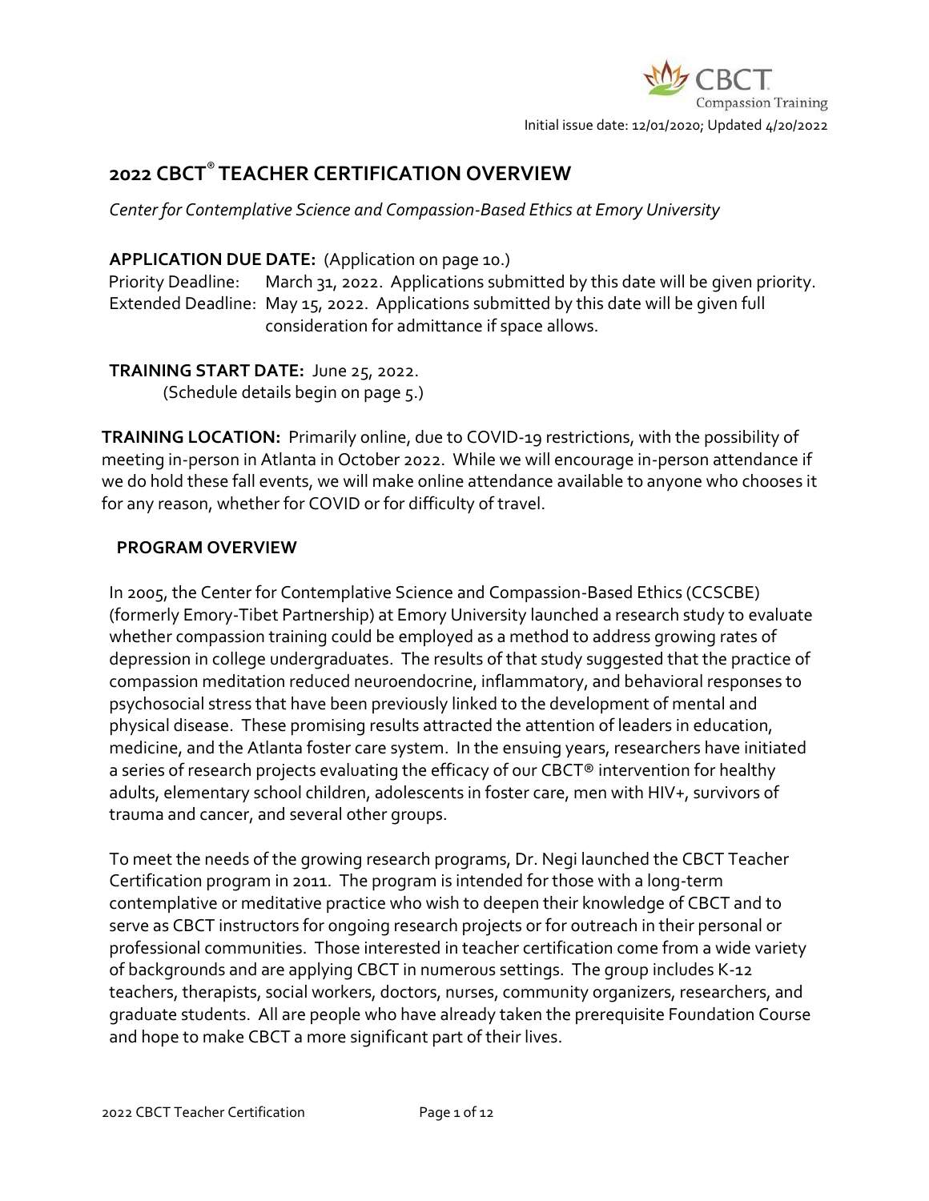Initial issue date: 12/01/2020; Updated 4/20/2022

# 2022 CBCT® TEACHER CERTIFICATION OVERVIEW

*Center for Contemplative Science and Compassion-Based Ethics at Emory University*

**APPLICATION DUE DATE:** (Application on page 10.)
Priority Deadline: March 31, 2022. Applications submitted by this date will be given priority.
Extended Deadline: May 15, 2022. Applications submitted by this date will be given full consideration for admittance if space allows.

**TRAINING START DATE:** June 25, 2022.
(Schedule details begin on page 5.)

**TRAINING LOCATION:** Primarily online, due to COVID-19 restrictions, with the possibility of meeting in-person in Atlanta in October 2022. While we will encourage in-person attendance if we do hold these fall events, we will make online attendance available to anyone who chooses it for any reason, whether for COVID or for difficulty of travel.

## PROGRAM OVERVIEW

In 2005, the Center for Contemplative Science and Compassion-Based Ethics (CCSCBE) (formerly Emory-Tibet Partnership) at Emory University launched a research study to evaluate whether compassion training could be employed as a method to address growing rates of depression in college undergraduates. The results of that study suggested that the practice of compassion meditation reduced neuroendocrine, inflammatory, and behavioral responses to psychosocial stress that have been previously linked to the development of mental and physical disease. These promising results attracted the attention of leaders in education, medicine, and the Atlanta foster care system. In the ensuing years, researchers have initiated a series of research projects evaluating the efficacy of our CBCT® intervention for healthy adults, elementary school children, adolescents in foster care, men with HIV+, survivors of trauma and cancer, and several other groups.

To meet the needs of the growing research programs, Dr. Negi launched the CBCT Teacher Certification program in 2011. The program is intended for those with a long-term contemplative or meditative practice who wish to deepen their knowledge of CBCT and to serve as CBCT instructors for ongoing research projects or for outreach in their personal or professional communities. Those interested in teacher certification come from a wide variety of backgrounds and are applying CBCT in numerous settings. The group includes K-12 teachers, therapists, social workers, doctors, nurses, community organizers, researchers, and graduate students. All are people who have already taken the prerequisite Foundation Course and hope to make CBCT a more significant part of their lives.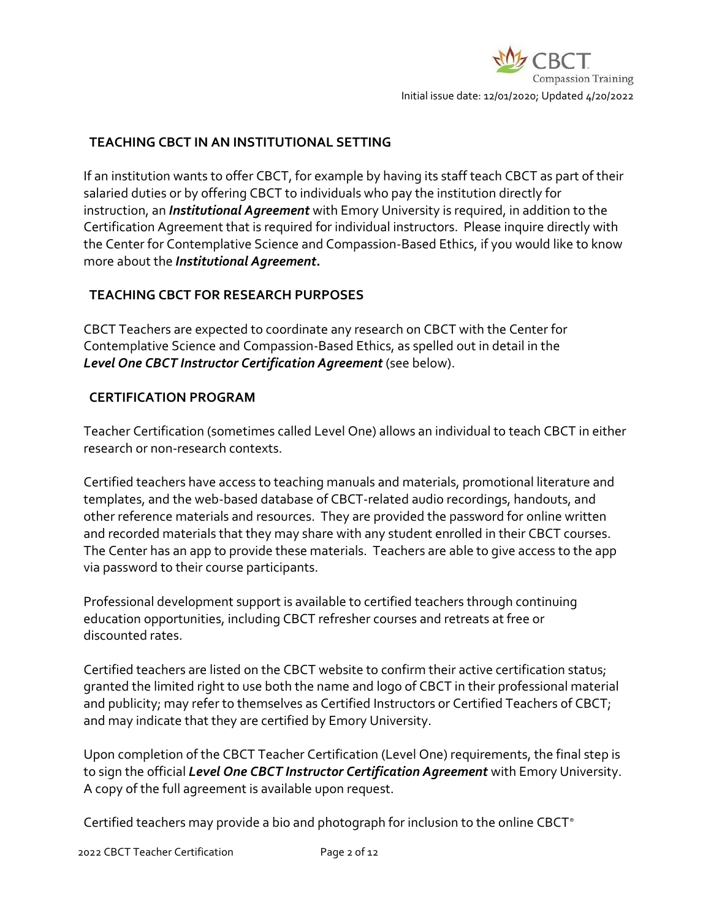## TEACHING CBCT IN AN INSTITUTIONAL SETTING

If an institution wants to offer CBCT, for example by having its staff teach CBCT as part of their salaried duties or by offering CBCT to individuals who pay the institution directly for instruction, an ***Institutional Agreement*** with Emory University is required, in addition to the Certification Agreement that is required for individual instructors. Please inquire directly with the Center for Contemplative Science and Compassion-Based Ethics, if you would like to know more about the ***Institutional Agreement*****.**

## TEACHING CBCT FOR RESEARCH PURPOSES

CBCT Teachers are expected to coordinate any research on CBCT with the Center for Contemplative Science and Compassion-Based Ethics, as spelled out in detail in the ***Level One CBCT Instructor Certification Agreement*** (see below).

## CERTIFICATION PROGRAM

Teacher Certification (sometimes called Level One) allows an individual to teach CBCT in either research or non-research contexts.

Certified teachers have access to teaching manuals and materials, promotional literature and templates, and the web-based database of CBCT-related audio recordings, handouts, and other reference materials and resources. They are provided the password for online written and recorded materials that they may share with any student enrolled in their CBCT courses. The Center has an app to provide these materials. Teachers are able to give access to the app via password to their course participants.

Professional development support is available to certified teachers through continuing education opportunities, including CBCT refresher courses and retreats at free or discounted rates.

Certified teachers are listed on the CBCT website to confirm their active certification status; granted the limited right to use both the name and logo of CBCT in their professional material and publicity; may refer to themselves as Certified Instructors or Certified Teachers of CBCT; and may indicate that they are certified by Emory University.

Upon completion of the CBCT Teacher Certification (Level One) requirements, the final step is to sign the official ***Level One CBCT Instructor Certification Agreement*** with Emory University. A copy of the full agreement is available upon request.

Certified teachers may provide a bio and photograph for inclusion to the online CBCT®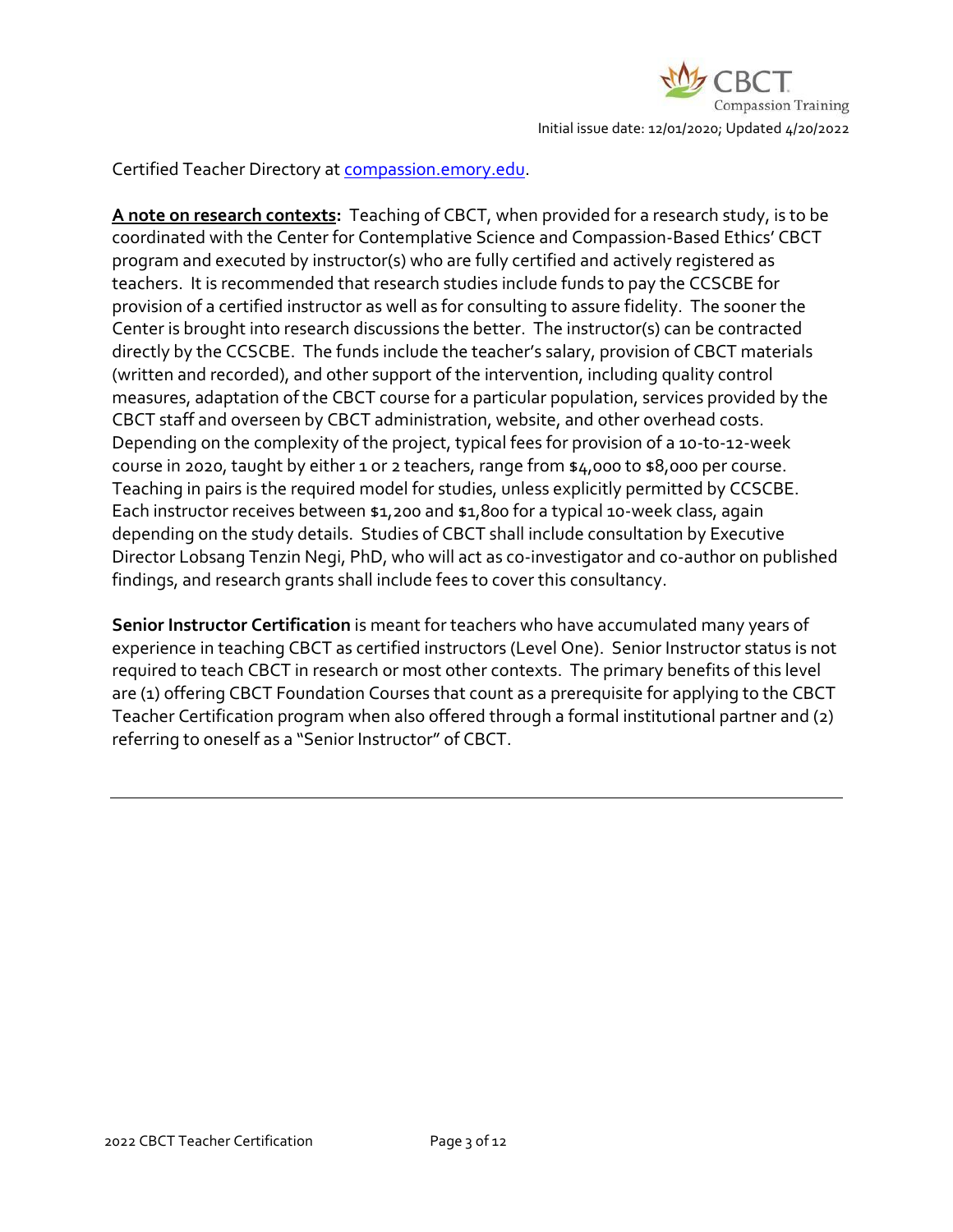Certified Teacher Directory at [compassion.emory.edu](compassion.emory.edu).

**A note on research contexts:** Teaching of CBCT, when provided for a research study, is to be coordinated with the Center for Contemplative Science and Compassion-Based Ethics' CBCT program and executed by instructor(s) who are fully certified and actively registered as teachers. It is recommended that research studies include funds to pay the CCSCBE for provision of a certified instructor as well as for consulting to assure fidelity. The sooner the Center is brought into research discussions the better. The instructor(s) can be contracted directly by the CCSCBE. The funds include the teacher's salary, provision of CBCT materials (written and recorded), and other support of the intervention, including quality control measures, adaptation of the CBCT course for a particular population, services provided by the CBCT staff and overseen by CBCT administration, website, and other overhead costs. Depending on the complexity of the project, typical fees for provision of a 10-to-12-week course in 2020, taught by either 1 or 2 teachers, range from $4,000 to $8,000 per course. Teaching in pairs is the required model for studies, unless explicitly permitted by CCSCBE. Each instructor receives between $1,200 and $1,800 for a typical 10-week class, again depending on the study details. Studies of CBCT shall include consultation by Executive Director Lobsang Tenzin Negi, PhD, who will act as co-investigator and co-author on published findings, and research grants shall include fees to cover this consultancy.

**Senior Instructor Certification** is meant for teachers who have accumulated many years of experience in teaching CBCT as certified instructors (Level One). Senior Instructor status is not required to teach CBCT in research or most other contexts. The primary benefits of this level are (1) offering CBCT Foundation Courses that count as a prerequisite for applying to the CBCT Teacher Certification program when also offered through a formal institutional partner and (2) referring to oneself as a "Senior Instructor" of CBCT.

---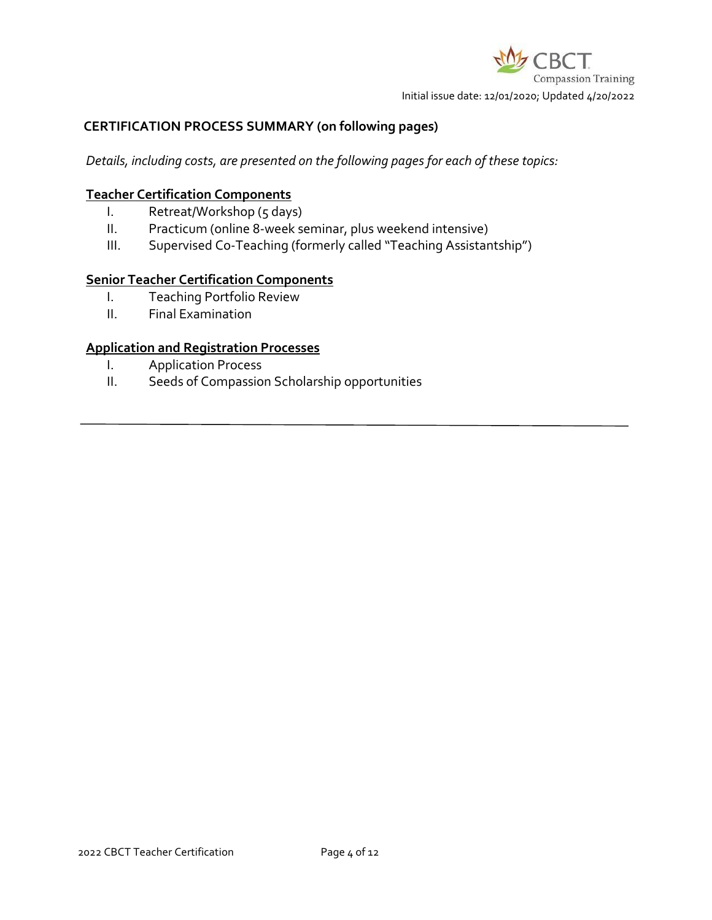Initial issue date: 12/01/2020; Updated 4/20/2022

## CERTIFICATION PROCESS SUMMARY (on following pages)

*Details, including costs, are presented on the following pages for each of these topics:*

### Teacher Certification Components

I. Retreat/Workshop (5 days)
II. Practicum (online 8-week seminar, plus weekend intensive)
III. Supervised Co-Teaching (formerly called "Teaching Assistantship")

### Senior Teacher Certification Components

I. Teaching Portfolio Review
II. Final Examination

### Application and Registration Processes

I. Application Process
II. Seeds of Compassion Scholarship opportunities

---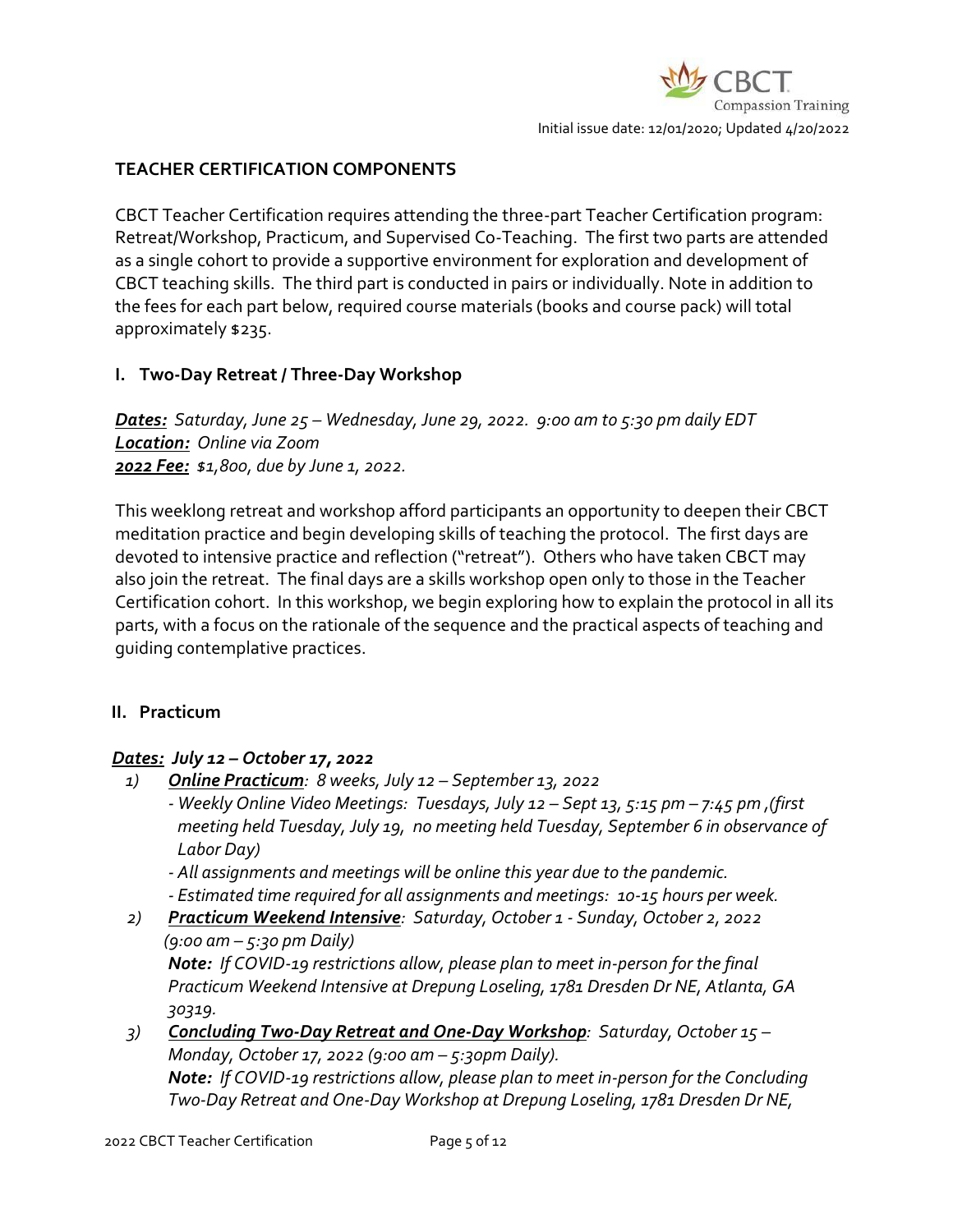Initial issue date: 12/01/2020; Updated 4/20/2022

## TEACHER CERTIFICATION COMPONENTS

CBCT Teacher Certification requires attending the three-part Teacher Certification program: Retreat/Workshop, Practicum, and Supervised Co-Teaching. The first two parts are attended as a single cohort to provide a supportive environment for exploration and development of CBCT teaching skills. The third part is conducted in pairs or individually. Note in addition to the fees for each part below, required course materials (books and course pack) will total approximately $235.

### I. Two-Day Retreat / Three-Day Workshop

***Dates:*** *Saturday, June 25 – Wednesday, June 29, 2022. 9:00 am to 5:30 pm daily EDT*
***Location:*** *Online via Zoom*
***2022 Fee:*** *$1,800, due by June 1, 2022.*

This weeklong retreat and workshop afford participants an opportunity to deepen their CBCT meditation practice and begin developing skills of teaching the protocol. The first days are devoted to intensive practice and reflection ("retreat"). Others who have taken CBCT may also join the retreat. The final days are a skills workshop open only to those in the Teacher Certification cohort. In this workshop, we begin exploring how to explain the protocol in all its parts, with a focus on the rationale of the sequence and the practical aspects of teaching and guiding contemplative practices.

### II. Practicum

***Dates: July 12 – October 17, 2022***

1) ***Online Practicum****: 8 weeks, July 12 – September 13, 2022*
   - *Weekly Online Video Meetings: Tuesdays, July 12 – Sept 13, 5:15 pm – 7:45 pm ,(first meeting held Tuesday, July 19, no meeting held Tuesday, September 6 in observance of Labor Day)*
   - *All assignments and meetings will be online this year due to the pandemic.*
   - *Estimated time required for all assignments and meetings: 10-15 hours per week.*
2) ***Practicum Weekend Intensive****: Saturday, October 1 - Sunday, October 2, 2022 (9:00 am – 5:30 pm Daily)*
   ***Note:*** *If COVID-19 restrictions allow, please plan to meet in-person for the final Practicum Weekend Intensive at Drepung Loseling, 1781 Dresden Dr NE, Atlanta, GA 30319.*
3) ***Concluding Two-Day Retreat and One-Day Workshop****: Saturday, October 15 – Monday, October 17, 2022 (9:00 am – 5:30pm Daily).*
   ***Note:*** *If COVID-19 restrictions allow, please plan to meet in-person for the Concluding Two-Day Retreat and One-Day Workshop at Drepung Loseling, 1781 Dresden Dr NE,*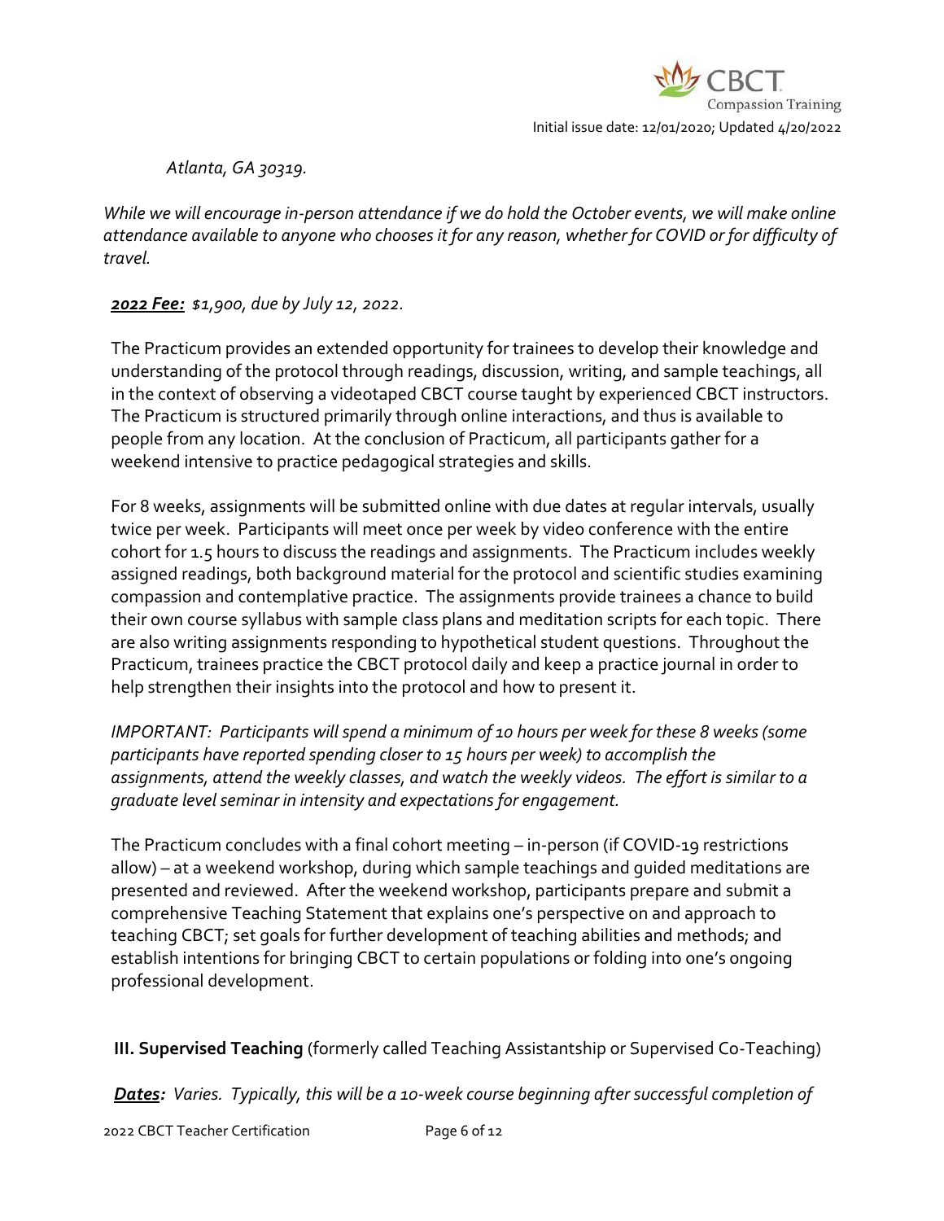*Atlanta, GA 30319.*

*While we will encourage in-person attendance if we do hold the October events, we will make online attendance available to anyone who chooses it for any reason, whether for COVID or for difficulty of travel.*

***2022 Fee:*** *$1,900, due by July 12, 2022.*

The Practicum provides an extended opportunity for trainees to develop their knowledge and understanding of the protocol through readings, discussion, writing, and sample teachings, all in the context of observing a videotaped CBCT course taught by experienced CBCT instructors. The Practicum is structured primarily through online interactions, and thus is available to people from any location. At the conclusion of Practicum, all participants gather for a weekend intensive to practice pedagogical strategies and skills.

For 8 weeks, assignments will be submitted online with due dates at regular intervals, usually twice per week. Participants will meet once per week by video conference with the entire cohort for 1.5 hours to discuss the readings and assignments. The Practicum includes weekly assigned readings, both background material for the protocol and scientific studies examining compassion and contemplative practice. The assignments provide trainees a chance to build their own course syllabus with sample class plans and meditation scripts for each topic. There are also writing assignments responding to hypothetical student questions. Throughout the Practicum, trainees practice the CBCT protocol daily and keep a practice journal in order to help strengthen their insights into the protocol and how to present it.

*IMPORTANT: Participants will spend a minimum of 10 hours per week for these 8 weeks (some participants have reported spending closer to 15 hours per week) to accomplish the assignments, attend the weekly classes, and watch the weekly videos. The effort is similar to a graduate level seminar in intensity and expectations for engagement.*

The Practicum concludes with a final cohort meeting – in-person (if COVID-19 restrictions allow) – at a weekend workshop, during which sample teachings and guided meditations are presented and reviewed. After the weekend workshop, participants prepare and submit a comprehensive Teaching Statement that explains one's perspective on and approach to teaching CBCT; set goals for further development of teaching abilities and methods; and establish intentions for bringing CBCT to certain populations or folding into one's ongoing professional development.

### III. Supervised Teaching (formerly called Teaching Assistantship or Supervised Co-Teaching)

***Dates:*** *Varies. Typically, this will be a 10-week course beginning after successful completion of*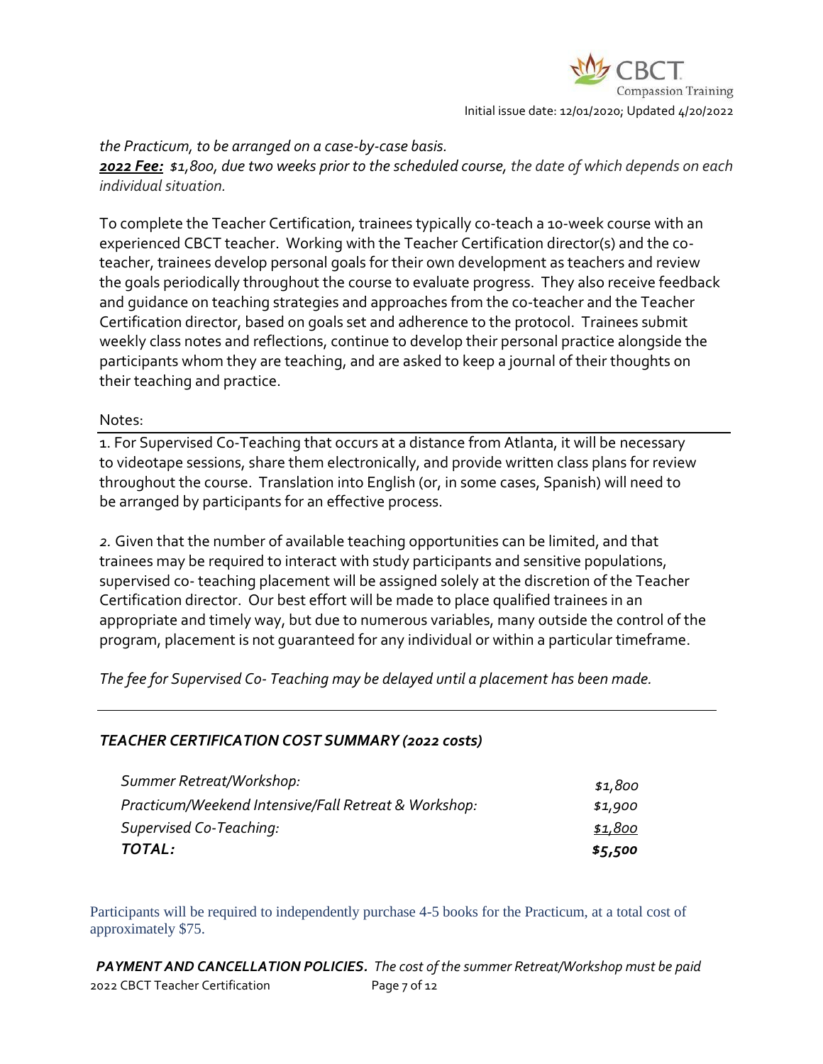*the Practicum, to be arranged on a case-by-case basis.*
***2022 Fee:*** *$1,800, due two weeks prior to the scheduled course, the date of which depends on each individual situation.*

To complete the Teacher Certification, trainees typically co-teach a 10-week course with an experienced CBCT teacher. Working with the Teacher Certification director(s) and the co-teacher, trainees develop personal goals for their own development as teachers and review the goals periodically throughout the course to evaluate progress. They also receive feedback and guidance on teaching strategies and approaches from the co-teacher and the Teacher Certification director, based on goals set and adherence to the protocol. Trainees submit weekly class notes and reflections, continue to develop their personal practice alongside the participants whom they are teaching, and are asked to keep a journal of their thoughts on their teaching and practice.

Notes:

1. For Supervised Co-Teaching that occurs at a distance from Atlanta, it will be necessary to videotape sessions, share them electronically, and provide written class plans for review throughout the course. Translation into English (or, in some cases, Spanish) will need to be arranged by participants for an effective process.

2. Given that the number of available teaching opportunities can be limited, and that trainees may be required to interact with study participants and sensitive populations, supervised co- teaching placement will be assigned solely at the discretion of the Teacher Certification director. Our best effort will be made to place qualified trainees in an appropriate and timely way, but due to numerous variables, many outside the control of the program, placement is not guaranteed for any individual or within a particular timeframe.

*The fee for Supervised Co- Teaching may be delayed until a placement has been made.*

---

### *TEACHER CERTIFICATION COST SUMMARY (2022 costs)*

| | |
|---|---|
| *Summer Retreat/Workshop:* | *$1,800* |
| *Practicum/Weekend Intensive/Fall Retreat & Workshop:* | *$1,900* |
| *Supervised Co-Teaching:* | *$1,800* |
| ***TOTAL:*** | ***$5,500*** |

Participants will be required to independently purchase 4-5 books for the Practicum, at a total cost of approximately $75.

***PAYMENT AND CANCELLATION POLICIES.*** *The cost of the summer Retreat/Workshop must be paid*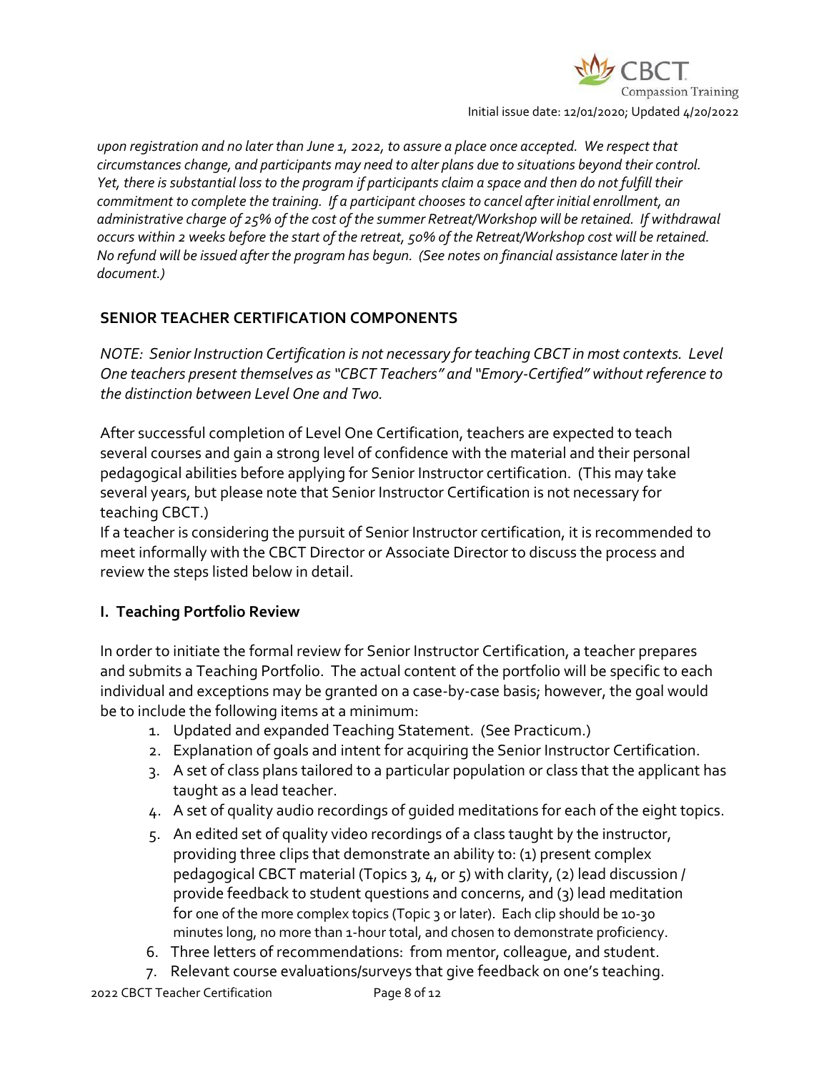*upon registration and no later than June 1, 2022, to assure a place once accepted. We respect that circumstances change, and participants may need to alter plans due to situations beyond their control. Yet, there is substantial loss to the program if participants claim a space and then do not fulfill their commitment to complete the training. If a participant chooses to cancel after initial enrollment, an administrative charge of 25% of the cost of the summer Retreat/Workshop will be retained. If withdrawal occurs within 2 weeks before the start of the retreat, 50% of the Retreat/Workshop cost will be retained. No refund will be issued after the program has begun. (See notes on financial assistance later in the document.)*

## SENIOR TEACHER CERTIFICATION COMPONENTS

*NOTE: Senior Instruction Certification is not necessary for teaching CBCT in most contexts. Level One teachers present themselves as "CBCT Teachers" and "Emory-Certified" without reference to the distinction between Level One and Two.*

After successful completion of Level One Certification, teachers are expected to teach several courses and gain a strong level of confidence with the material and their personal pedagogical abilities before applying for Senior Instructor certification. (This may take several years, but please note that Senior Instructor Certification is not necessary for teaching CBCT.)

If a teacher is considering the pursuit of Senior Instructor certification, it is recommended to meet informally with the CBCT Director or Associate Director to discuss the process and review the steps listed below in detail.

### I. Teaching Portfolio Review

In order to initiate the formal review for Senior Instructor Certification, a teacher prepares and submits a Teaching Portfolio. The actual content of the portfolio will be specific to each individual and exceptions may be granted on a case-by-case basis; however, the goal would be to include the following items at a minimum:

1. Updated and expanded Teaching Statement. (See Practicum.)
2. Explanation of goals and intent for acquiring the Senior Instructor Certification.
3. A set of class plans tailored to a particular population or class that the applicant has taught as a lead teacher.
4. A set of quality audio recordings of guided meditations for each of the eight topics.
5. An edited set of quality video recordings of a class taught by the instructor, providing three clips that demonstrate an ability to: (1) present complex pedagogical CBCT material (Topics 3, 4, or 5) with clarity, (2) lead discussion / provide feedback to student questions and concerns, and (3) lead meditation for one of the more complex topics (Topic 3 or later). Each clip should be 10-30 minutes long, no more than 1-hour total, and chosen to demonstrate proficiency.
6. Three letters of recommendations: from mentor, colleague, and student.
7. Relevant course evaluations/surveys that give feedback on one's teaching.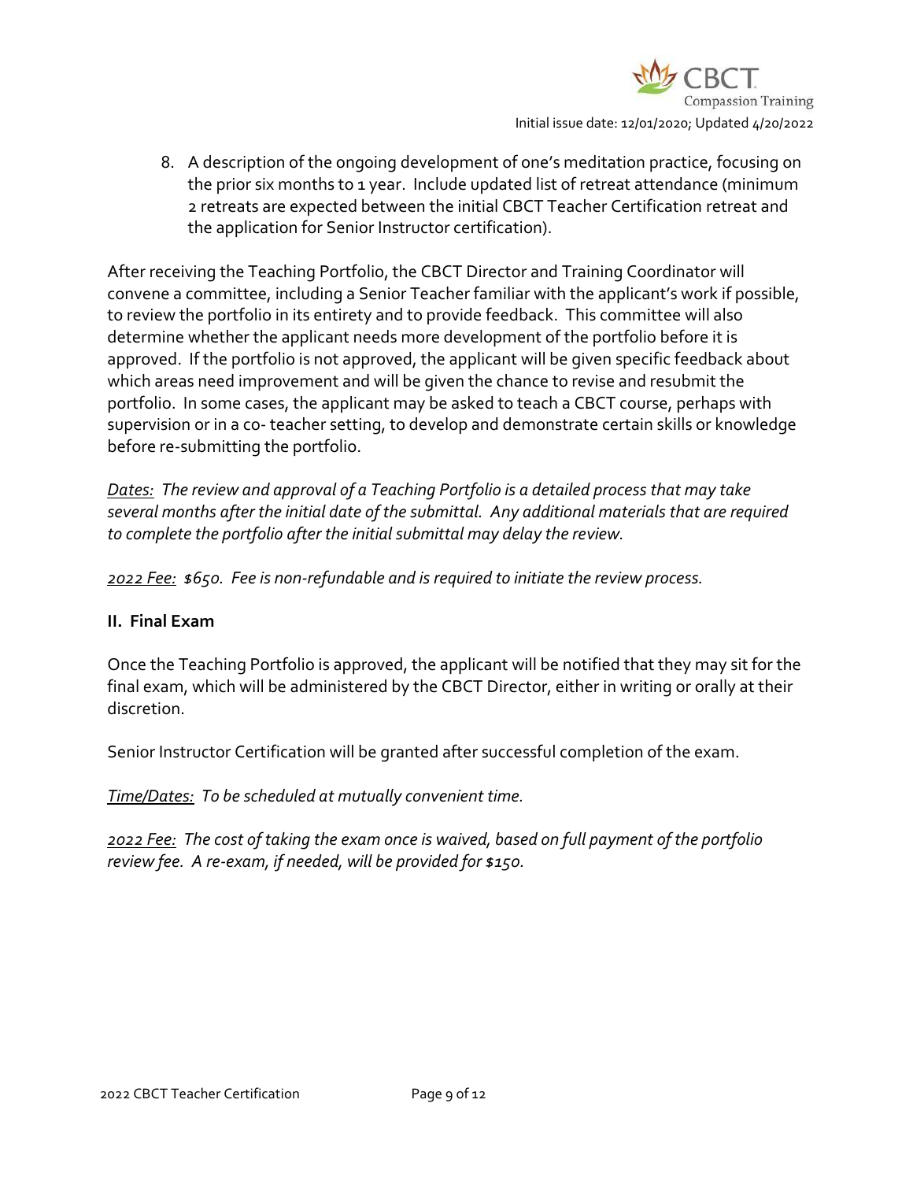8. A description of the ongoing development of one's meditation practice, focusing on the prior six months to 1 year. Include updated list of retreat attendance (minimum 2 retreats are expected between the initial CBCT Teacher Certification retreat and the application for Senior Instructor certification).

After receiving the Teaching Portfolio, the CBCT Director and Training Coordinator will convene a committee, including a Senior Teacher familiar with the applicant's work if possible, to review the portfolio in its entirety and to provide feedback. This committee will also determine whether the applicant needs more development of the portfolio before it is approved. If the portfolio is not approved, the applicant will be given specific feedback about which areas need improvement and will be given the chance to revise and resubmit the portfolio. In some cases, the applicant may be asked to teach a CBCT course, perhaps with supervision or in a co- teacher setting, to develop and demonstrate certain skills or knowledge before re-submitting the portfolio.

*Dates: The review and approval of a Teaching Portfolio is a detailed process that may take several months after the initial date of the submittal. Any additional materials that are required to complete the portfolio after the initial submittal may delay the review.*

*2022 Fee: $650. Fee is non-refundable and is required to initiate the review process.*

## II. Final Exam

Once the Teaching Portfolio is approved, the applicant will be notified that they may sit for the final exam, which will be administered by the CBCT Director, either in writing or orally at their discretion.

Senior Instructor Certification will be granted after successful completion of the exam.

*Time/Dates: To be scheduled at mutually convenient time.*

*2022 Fee: The cost of taking the exam once is waived, based on full payment of the portfolio review fee. A re-exam, if needed, will be provided for $150.*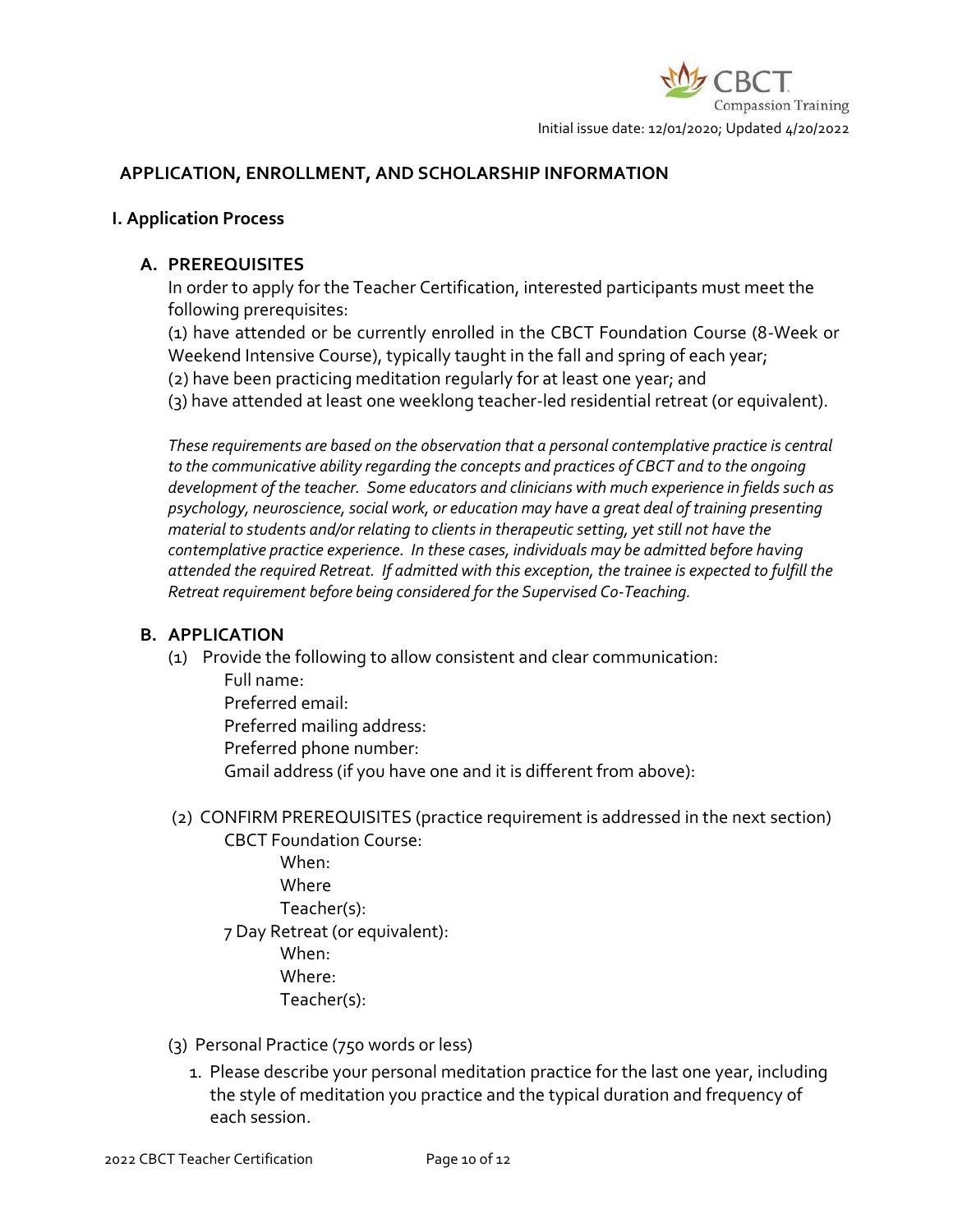## APPLICATION, ENROLLMENT, AND SCHOLARSHIP INFORMATION

### I. Application Process

#### A. PREREQUISITES

In order to apply for the Teacher Certification, interested participants must meet the following prerequisites:

(1) have attended or be currently enrolled in the CBCT Foundation Course (8-Week or Weekend Intensive Course), typically taught in the fall and spring of each year;
(2) have been practicing meditation regularly for at least one year; and
(3) have attended at least one weeklong teacher-led residential retreat (or equivalent).

*These requirements are based on the observation that a personal contemplative practice is central to the communicative ability regarding the concepts and practices of CBCT and to the ongoing development of the teacher. Some educators and clinicians with much experience in fields such as psychology, neuroscience, social work, or education may have a great deal of training presenting material to students and/or relating to clients in therapeutic setting, yet still not have the contemplative practice experience. In these cases, individuals may be admitted before having attended the required Retreat. If admitted with this exception, the trainee is expected to fulfill the Retreat requirement before being considered for the Supervised Co-Teaching.*

#### B. APPLICATION

(1) Provide the following to allow consistent and clear communication:

Full name:
Preferred email:
Preferred mailing address:
Preferred phone number:
Gmail address (if you have one and it is different from above):

(2) CONFIRM PREREQUISITES (practice requirement is addressed in the next section)

CBCT Foundation Course:
- When:
- Where
- Teacher(s):

7 Day Retreat (or equivalent):
- When:
- Where:
- Teacher(s):

(3) Personal Practice (750 words or less)

1. Please describe your personal meditation practice for the last one year, including the style of meditation you practice and the typical duration and frequency of each session.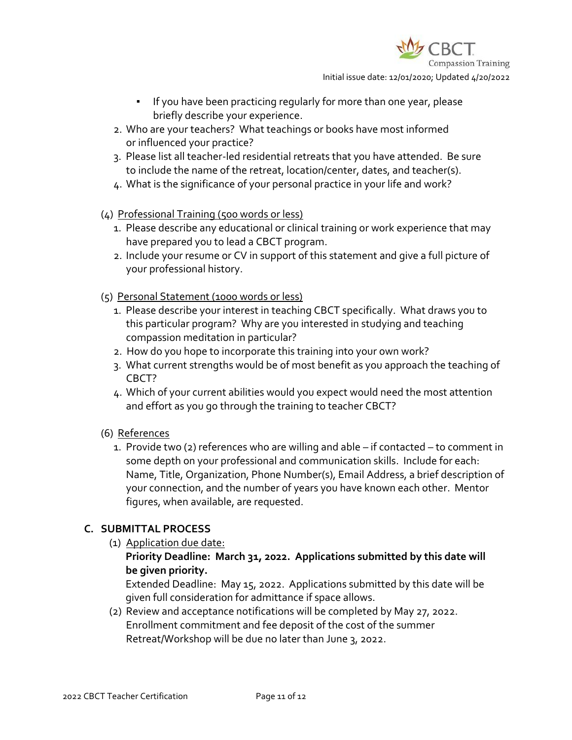- If you have been practicing regularly for more than one year, please briefly describe your experience.

2. Who are your teachers? What teachings or books have most informed or influenced your practice?
3. Please list all teacher-led residential retreats that you have attended. Be sure to include the name of the retreat, location/center, dates, and teacher(s).
4. What is the significance of your personal practice in your life and work?

(4) <u>Professional Training (500 words or less)</u>

1. Please describe any educational or clinical training or work experience that may have prepared you to lead a CBCT program.
2. Include your resume or CV in support of this statement and give a full picture of your professional history.

(5) <u>Personal Statement (1000 words or less)</u>

1. Please describe your interest in teaching CBCT specifically. What draws you to this particular program? Why are you interested in studying and teaching compassion meditation in particular?
2. How do you hope to incorporate this training into your own work?
3. What current strengths would be of most benefit as you approach the teaching of CBCT?
4. Which of your current abilities would you expect would need the most attention and effort as you go through the training to teacher CBCT?

(6) <u>References</u>

1. Provide two (2) references who are willing and able – if contacted – to comment in some depth on your professional and communication skills. Include for each: Name, Title, Organization, Phone Number(s), Email Address, a brief description of your connection, and the number of years you have known each other. Mentor figures, when available, are requested.

## C. SUBMITTAL PROCESS

(1) <u>Application due date:</u>

**Priority Deadline: March 31, 2022. Applications submitted by this date will be given priority.**

Extended Deadline: May 15, 2022. Applications submitted by this date will be given full consideration for admittance if space allows.

(2) Review and acceptance notifications will be completed by May 27, 2022. Enrollment commitment and fee deposit of the cost of the summer Retreat/Workshop will be due no later than June 3, 2022.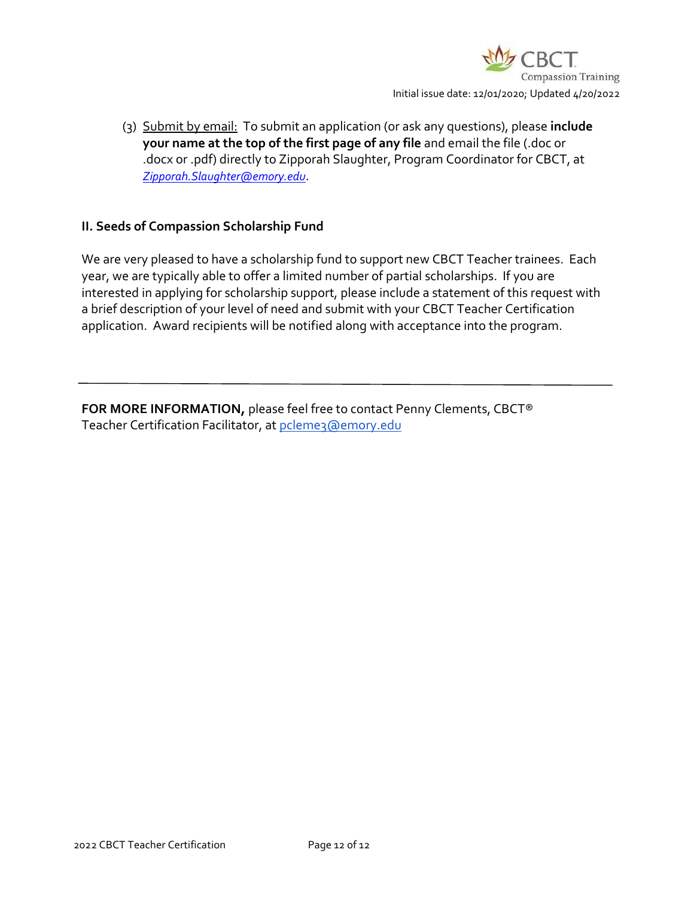(3) Submit by email: To submit an application (or ask any questions), please **include your name at the top of the first page of any file** and email the file (.doc or .docx or .pdf) directly to Zipporah Slaughter, Program Coordinator for CBCT, at *Zipporah.Slaughter@emory.edu*.

## II. Seeds of Compassion Scholarship Fund

We are very pleased to have a scholarship fund to support new CBCT Teacher trainees. Each year, we are typically able to offer a limited number of partial scholarships. If you are interested in applying for scholarship support, please include a statement of this request with a brief description of your level of need and submit with your CBCT Teacher Certification application. Award recipients will be notified along with acceptance into the program.

---

**FOR MORE INFORMATION,** please feel free to contact Penny Clements, CBCT® Teacher Certification Facilitator, at pcleme3@emory.edu